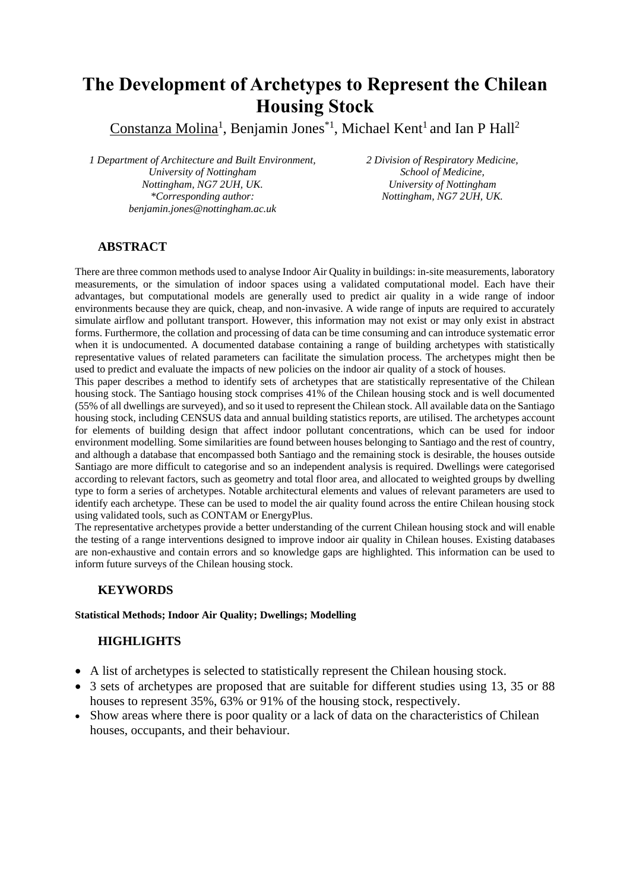# The Development of Archetypes to Represent the Chilean Housing Stock

Constanza Molina[1], Benjamin Jones[*1], Michael Kent[1] and Ian P Hall[2]

*1 Department of Architecture and Built Environment, University of Nottingham Nottingham, NG7 2UH, UK.*
*\*Corresponding author: benjamin.jones@nottingham.ac.uk*

*2 Division of Respiratory Medicine, School of Medicine, University of Nottingham Nottingham, NG7 2UH, UK.*

## ABSTRACT

There are three common methods used to analyse Indoor Air Quality in buildings: in-site measurements, laboratory measurements, or the simulation of indoor spaces using a validated computational model. Each have their advantages, but computational models are generally used to predict air quality in a wide range of indoor environments because they are quick, cheap, and non-invasive. A wide range of inputs are required to accurately simulate airflow and pollutant transport. However, this information may not exist or may only exist in abstract forms. Furthermore, the collation and processing of data can be time consuming and can introduce systematic error when it is undocumented. A documented database containing a range of building archetypes with statistically representative values of related parameters can facilitate the simulation process. The archetypes might then be used to predict and evaluate the impacts of new policies on the indoor air quality of a stock of houses.

This paper describes a method to identify sets of archetypes that are statistically representative of the Chilean housing stock. The Santiago housing stock comprises 41% of the Chilean housing stock and is well documented (55% of all dwellings are surveyed), and so it used to represent the Chilean stock. All available data on the Santiago housing stock, including CENSUS data and annual building statistics reports, are utilised. The archetypes account for elements of building design that affect indoor pollutant concentrations, which can be used for indoor environment modelling. Some similarities are found between houses belonging to Santiago and the rest of country, and although a database that encompassed both Santiago and the remaining stock is desirable, the houses outside Santiago are more difficult to categorise and so an independent analysis is required. Dwellings were categorised according to relevant factors, such as geometry and total floor area, and allocated to weighted groups by dwelling type to form a series of archetypes. Notable architectural elements and values of relevant parameters are used to identify each archetype. These can be used to model the air quality found across the entire Chilean housing stock using validated tools, such as CONTAM or EnergyPlus.

The representative archetypes provide a better understanding of the current Chilean housing stock and will enable the testing of a range interventions designed to improve indoor air quality in Chilean houses. Existing databases are non-exhaustive and contain errors and so knowledge gaps are highlighted. This information can be used to inform future surveys of the Chilean housing stock.

## KEYWORDS

**Statistical Methods; Indoor Air Quality; Dwellings; Modelling**

## HIGHLIGHTS

- A list of archetypes is selected to statistically represent the Chilean housing stock.
- 3 sets of archetypes are proposed that are suitable for different studies using 13, 35 or 88 houses to represent 35%, 63% or 91% of the housing stock, respectively.
- Show areas where there is poor quality or a lack of data on the characteristics of Chilean houses, occupants, and their behaviour.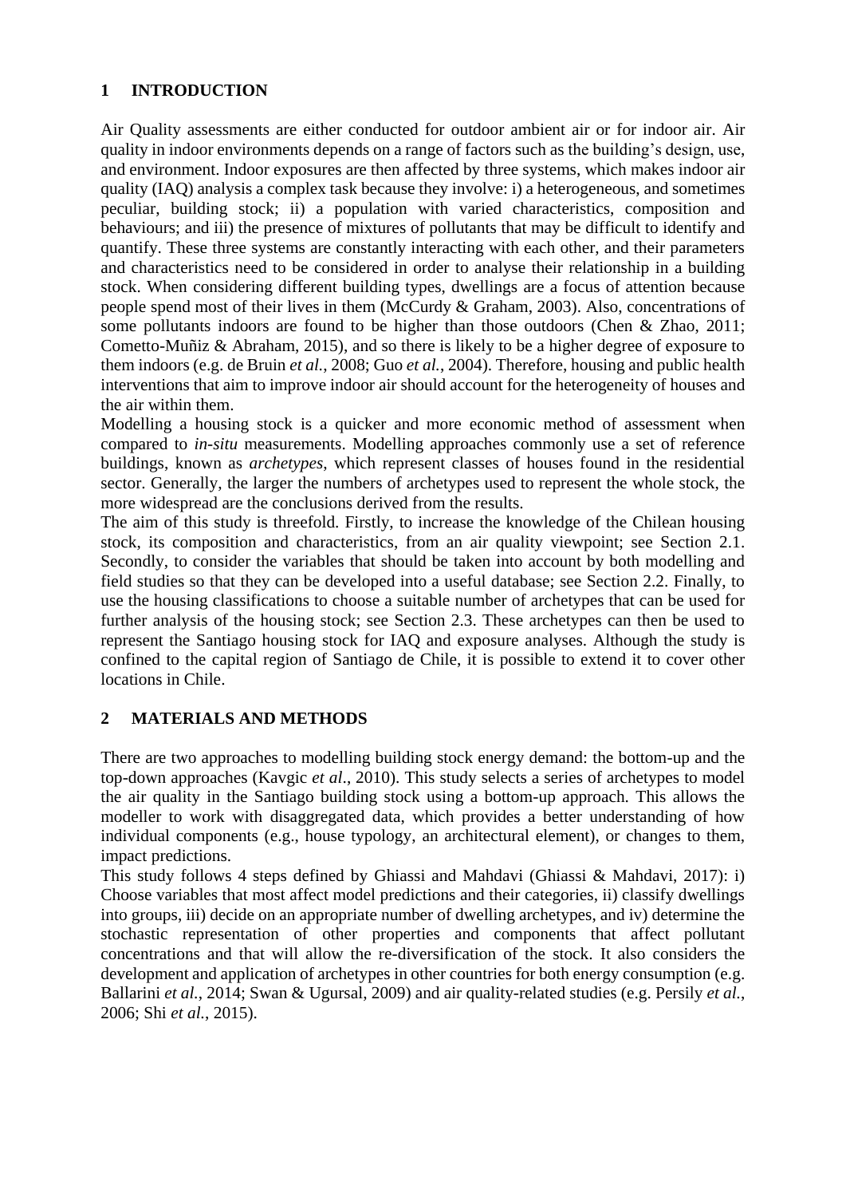# 1 INTRODUCTION

Air Quality assessments are either conducted for outdoor ambient air or for indoor air. Air quality in indoor environments depends on a range of factors such as the building's design, use, and environment. Indoor exposures are then affected by three systems, which makes indoor air quality (IAQ) analysis a complex task because they involve: i) a heterogeneous, and sometimes peculiar, building stock; ii) a population with varied characteristics, composition and behaviours; and iii) the presence of mixtures of pollutants that may be difficult to identify and quantify. These three systems are constantly interacting with each other, and their parameters and characteristics need to be considered in order to analyse their relationship in a building stock. When considering different building types, dwellings are a focus of attention because people spend most of their lives in them (McCurdy & Graham, 2003). Also, concentrations of some pollutants indoors are found to be higher than those outdoors (Chen & Zhao, 2011; Cometto-Muñiz & Abraham, 2015), and so there is likely to be a higher degree of exposure to them indoors (e.g. de Bruin *et al.*, 2008; Guo *et al.*, 2004). Therefore, housing and public health interventions that aim to improve indoor air should account for the heterogeneity of houses and the air within them.

Modelling a housing stock is a quicker and more economic method of assessment when compared to *in-situ* measurements. Modelling approaches commonly use a set of reference buildings, known as *archetypes*, which represent classes of houses found in the residential sector. Generally, the larger the numbers of archetypes used to represent the whole stock, the more widespread are the conclusions derived from the results.

The aim of this study is threefold. Firstly, to increase the knowledge of the Chilean housing stock, its composition and characteristics, from an air quality viewpoint; see Section 2.1. Secondly, to consider the variables that should be taken into account by both modelling and field studies so that they can be developed into a useful database; see Section 2.2. Finally, to use the housing classifications to choose a suitable number of archetypes that can be used for further analysis of the housing stock; see Section 2.3. These archetypes can then be used to represent the Santiago housing stock for IAQ and exposure analyses. Although the study is confined to the capital region of Santiago de Chile, it is possible to extend it to cover other locations in Chile.

# 2 MATERIALS AND METHODS

There are two approaches to modelling building stock energy demand: the bottom-up and the top-down approaches (Kavgic *et al*., 2010). This study selects a series of archetypes to model the air quality in the Santiago building stock using a bottom-up approach. This allows the modeller to work with disaggregated data, which provides a better understanding of how individual components (e.g., house typology, an architectural element), or changes to them, impact predictions.

This study follows 4 steps defined by Ghiassi and Mahdavi (Ghiassi & Mahdavi, 2017): i) Choose variables that most affect model predictions and their categories, ii) classify dwellings into groups, iii) decide on an appropriate number of dwelling archetypes, and iv) determine the stochastic representation of other properties and components that affect pollutant concentrations and that will allow the re-diversification of the stock. It also considers the development and application of archetypes in other countries for both energy consumption (e.g. Ballarini *et al.*, 2014; Swan & Ugursal, 2009) and air quality-related studies (e.g. Persily *et al.*, 2006; Shi *et al.*, 2015).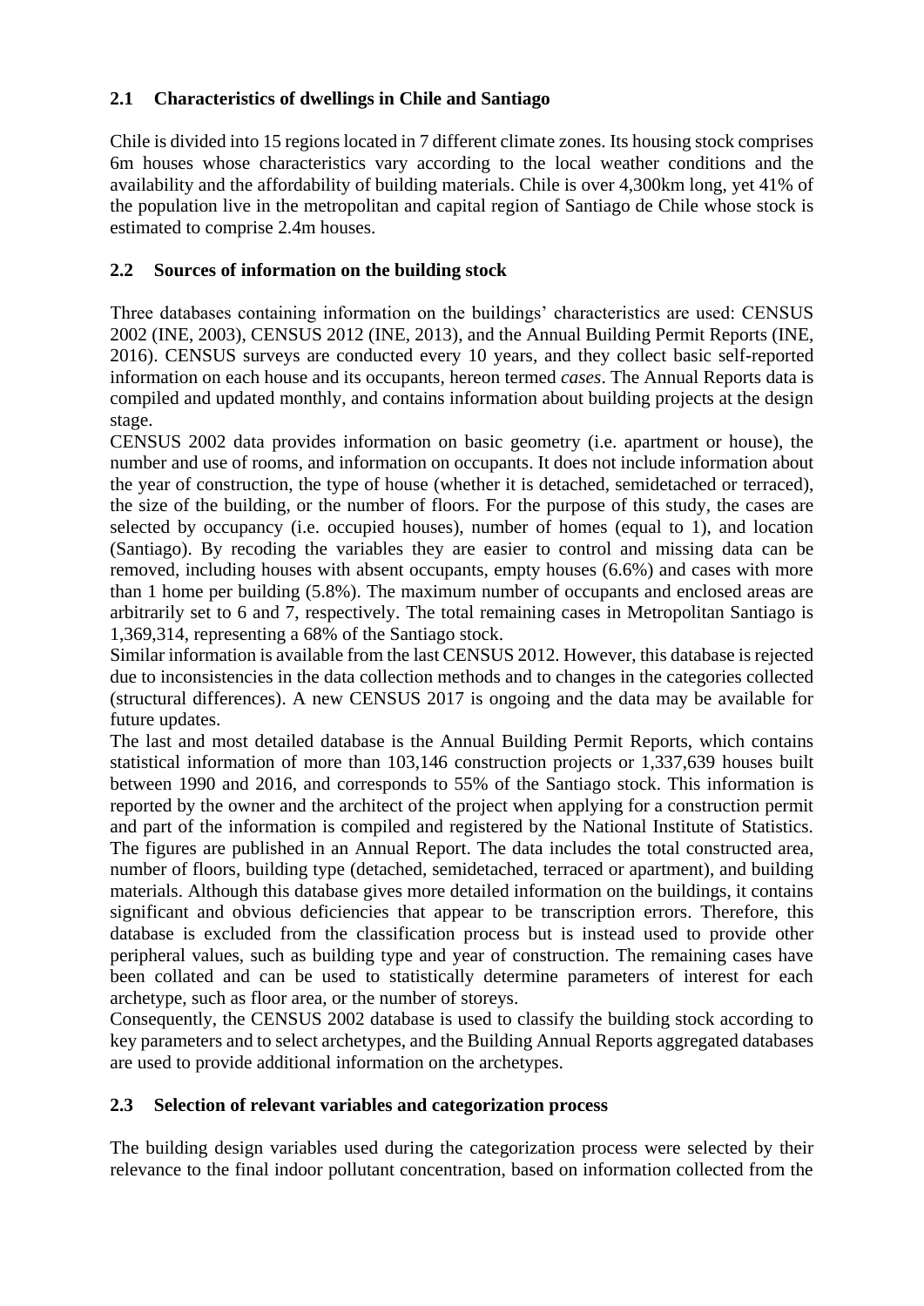### 2.1 Characteristics of dwellings in Chile and Santiago

Chile is divided into 15 regions located in 7 different climate zones. Its housing stock comprises 6m houses whose characteristics vary according to the local weather conditions and the availability and the affordability of building materials. Chile is over 4,300km long, yet 41% of the population live in the metropolitan and capital region of Santiago de Chile whose stock is estimated to comprise 2.4m houses.

### 2.2 Sources of information on the building stock

Three databases containing information on the buildings' characteristics are used: CENSUS 2002 (INE, 2003), CENSUS 2012 (INE, 2013), and the Annual Building Permit Reports (INE, 2016). CENSUS surveys are conducted every 10 years, and they collect basic self-reported information on each house and its occupants, hereon termed *cases*. The Annual Reports data is compiled and updated monthly, and contains information about building projects at the design stage.

CENSUS 2002 data provides information on basic geometry (i.e. apartment or house), the number and use of rooms, and information on occupants. It does not include information about the year of construction, the type of house (whether it is detached, semidetached or terraced), the size of the building, or the number of floors. For the purpose of this study, the cases are selected by occupancy (i.e. occupied houses), number of homes (equal to 1), and location (Santiago). By recoding the variables they are easier to control and missing data can be removed, including houses with absent occupants, empty houses (6.6%) and cases with more than 1 home per building (5.8%). The maximum number of occupants and enclosed areas are arbitrarily set to 6 and 7, respectively. The total remaining cases in Metropolitan Santiago is 1,369,314, representing a 68% of the Santiago stock.

Similar information is available from the last CENSUS 2012. However, this database is rejected due to inconsistencies in the data collection methods and to changes in the categories collected (structural differences). A new CENSUS 2017 is ongoing and the data may be available for future updates.

The last and most detailed database is the Annual Building Permit Reports, which contains statistical information of more than 103,146 construction projects or 1,337,639 houses built between 1990 and 2016, and corresponds to 55% of the Santiago stock. This information is reported by the owner and the architect of the project when applying for a construction permit and part of the information is compiled and registered by the National Institute of Statistics. The figures are published in an Annual Report. The data includes the total constructed area, number of floors, building type (detached, semidetached, terraced or apartment), and building materials. Although this database gives more detailed information on the buildings, it contains significant and obvious deficiencies that appear to be transcription errors. Therefore, this database is excluded from the classification process but is instead used to provide other peripheral values, such as building type and year of construction. The remaining cases have been collated and can be used to statistically determine parameters of interest for each archetype, such as floor area, or the number of storeys.

Consequently, the CENSUS 2002 database is used to classify the building stock according to key parameters and to select archetypes, and the Building Annual Reports aggregated databases are used to provide additional information on the archetypes.

### 2.3 Selection of relevant variables and categorization process

The building design variables used during the categorization process were selected by their relevance to the final indoor pollutant concentration, based on information collected from the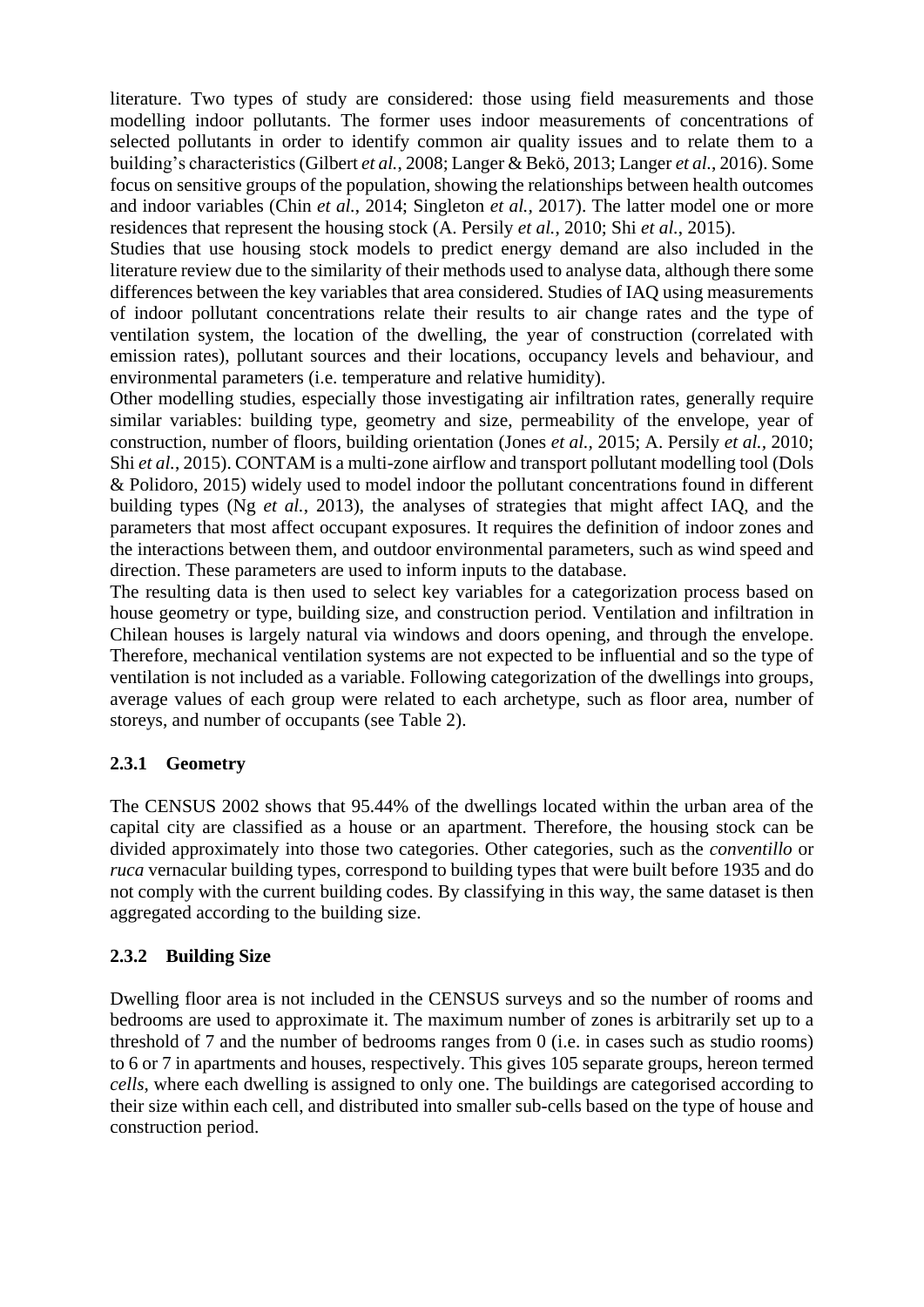literature. Two types of study are considered: those using field measurements and those modelling indoor pollutants. The former uses indoor measurements of concentrations of selected pollutants in order to identify common air quality issues and to relate them to a building's characteristics (Gilbert *et al.*, 2008; Langer & Bekö, 2013; Langer *et al.*, 2016). Some focus on sensitive groups of the population, showing the relationships between health outcomes and indoor variables (Chin *et al.*, 2014; Singleton *et al.*, 2017). The latter model one or more residences that represent the housing stock (A. Persily *et al.*, 2010; Shi *et al.*, 2015).

Studies that use housing stock models to predict energy demand are also included in the literature review due to the similarity of their methods used to analyse data, although there some differences between the key variables that area considered. Studies of IAQ using measurements of indoor pollutant concentrations relate their results to air change rates and the type of ventilation system, the location of the dwelling, the year of construction (correlated with emission rates), pollutant sources and their locations, occupancy levels and behaviour, and environmental parameters (i.e. temperature and relative humidity).

Other modelling studies, especially those investigating air infiltration rates, generally require similar variables: building type, geometry and size, permeability of the envelope, year of construction, number of floors, building orientation (Jones *et al.*, 2015; A. Persily *et al.*, 2010; Shi *et al.*, 2015). CONTAM is a multi-zone airflow and transport pollutant modelling tool (Dols & Polidoro, 2015) widely used to model indoor the pollutant concentrations found in different building types (Ng *et al.*, 2013), the analyses of strategies that might affect IAQ, and the parameters that most affect occupant exposures. It requires the definition of indoor zones and the interactions between them, and outdoor environmental parameters, such as wind speed and direction. These parameters are used to inform inputs to the database.

The resulting data is then used to select key variables for a categorization process based on house geometry or type, building size, and construction period. Ventilation and infiltration in Chilean houses is largely natural via windows and doors opening, and through the envelope. Therefore, mechanical ventilation systems are not expected to be influential and so the type of ventilation is not included as a variable. Following categorization of the dwellings into groups, average values of each group were related to each archetype, such as floor area, number of storeys, and number of occupants (see Table 2).

### 2.3.1 Geometry

The CENSUS 2002 shows that 95.44% of the dwellings located within the urban area of the capital city are classified as a house or an apartment. Therefore, the housing stock can be divided approximately into those two categories. Other categories, such as the *conventillo* or *ruca* vernacular building types, correspond to building types that were built before 1935 and do not comply with the current building codes. By classifying in this way, the same dataset is then aggregated according to the building size.

### 2.3.2 Building Size

Dwelling floor area is not included in the CENSUS surveys and so the number of rooms and bedrooms are used to approximate it. The maximum number of zones is arbitrarily set up to a threshold of 7 and the number of bedrooms ranges from 0 (i.e. in cases such as studio rooms) to 6 or 7 in apartments and houses, respectively. This gives 105 separate groups, hereon termed *cells*, where each dwelling is assigned to only one. The buildings are categorised according to their size within each cell, and distributed into smaller sub-cells based on the type of house and construction period.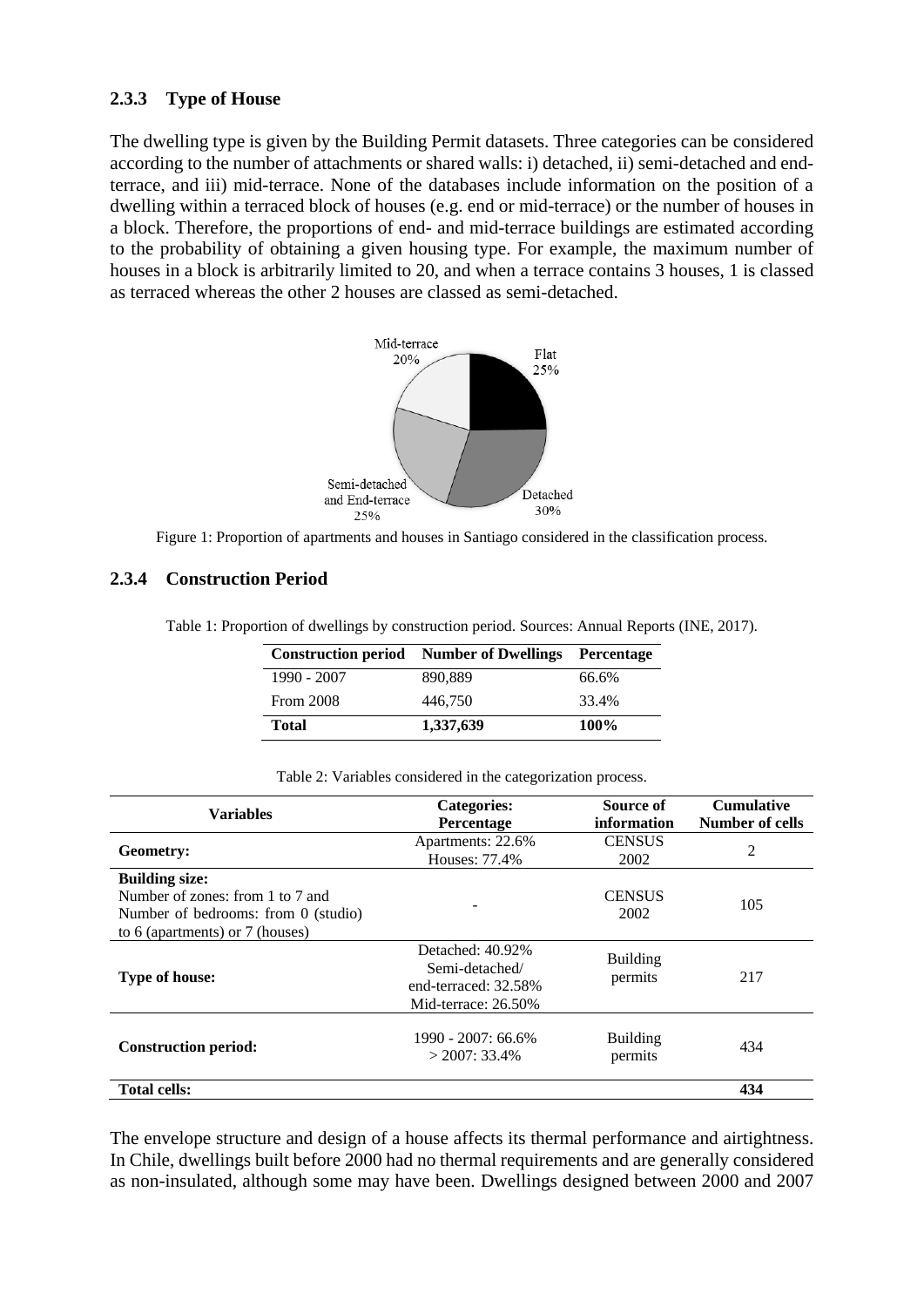### 2.3.3 Type of House

The dwelling type is given by the Building Permit datasets. Three categories can be considered according to the number of attachments or shared walls: i) detached, ii) semi-detached and end-terrace, and iii) mid-terrace. None of the databases include information on the position of a dwelling within a terraced block of houses (e.g. end or mid-terrace) or the number of houses in a block. Therefore, the proportions of end- and mid-terrace buildings are estimated according to the probability of obtaining a given housing type. For example, the maximum number of houses in a block is arbitrarily limited to 20, and when a terrace contains 3 houses, 1 is classed as terraced whereas the other 2 houses are classed as semi-detached.

Figure 1: Proportion of apartments and houses in Santiago considered in the classification process.

### 2.3.4 Construction Period

Table 1: Proportion of dwellings by construction period. Sources: Annual Reports (INE, 2017).

| Construction period | Number of Dwellings | Percentage |
|---|---|---|
| 1990 - 2007 | 890,889 | 66.6% |
| From 2008 | 446,750 | 33.4% |
| **Total** | **1,337,639** | **100%** |

Table 2: Variables considered in the categorization process.

| Variables | Categories: Percentage | Source of information | Cumulative Number of cells |
|---|---|---|---|
| **Geometry:** | Apartments: 22.6%<br>Houses: 77.4% | CENSUS 2002 | 2 |
| **Building size:**<br>Number of zones: from 1 to 7 and<br>Number of bedrooms: from 0 (studio) to 6 (apartments) or 7 (houses) | - | CENSUS 2002 | 105 |
| **Type of house:** | Detached: 40.92%<br>Semi-detached/ end-terraced: 32.58%<br>Mid-terrace: 26.50% | Building permits | 217 |
| **Construction period:** | 1990 - 2007: 66.6%<br>> 2007: 33.4% | Building permits | 434 |
| **Total cells:** | | | **434** |

The envelope structure and design of a house affects its thermal performance and airtightness. In Chile, dwellings built before 2000 had no thermal requirements and are generally considered as non-insulated, although some may have been. Dwellings designed between 2000 and 2007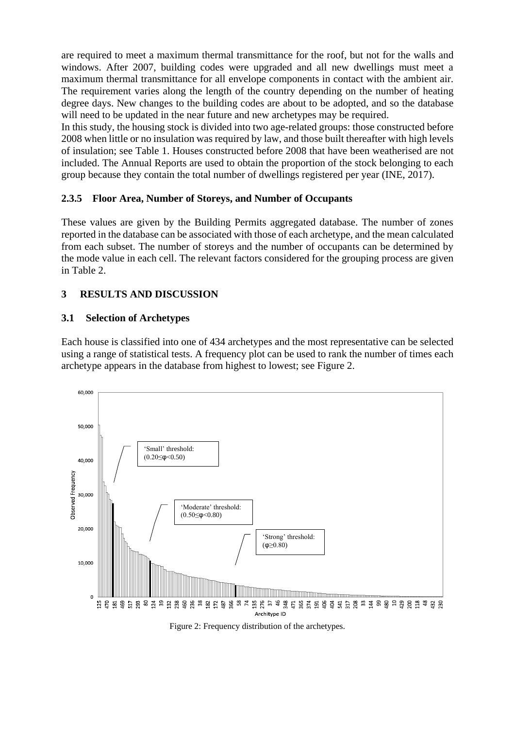are required to meet a maximum thermal transmittance for the roof, but not for the walls and windows. After 2007, building codes were upgraded and all new dwellings must meet a maximum thermal transmittance for all envelope components in contact with the ambient air. The requirement varies along the length of the country depending on the number of heating degree days. New changes to the building codes are about to be adopted, and so the database will need to be updated in the near future and new archetypes may be required.

In this study, the housing stock is divided into two age-related groups: those constructed before 2008 when little or no insulation was required by law, and those built thereafter with high levels of insulation; see Table 1. Houses constructed before 2008 that have been weatherised are not included. The Annual Reports are used to obtain the proportion of the stock belonging to each group because they contain the total number of dwellings registered per year (INE, 2017).

### 2.3.5 Floor Area, Number of Storeys, and Number of Occupants

These values are given by the Building Permits aggregated database. The number of zones reported in the database can be associated with those of each archetype, and the mean calculated from each subset. The number of storeys and the number of occupants can be determined by the mode value in each cell. The relevant factors considered for the grouping process are given in Table 2.

## 3 RESULTS AND DISCUSSION

### 3.1 Selection of Archetypes

Each house is classified into one of 434 archetypes and the most representative can be selected using a range of statistical tests. A frequency plot can be used to rank the number of times each archetype appears in the database from highest to lowest; see Figure 2.

Figure 2: Frequency distribution of the archetypes.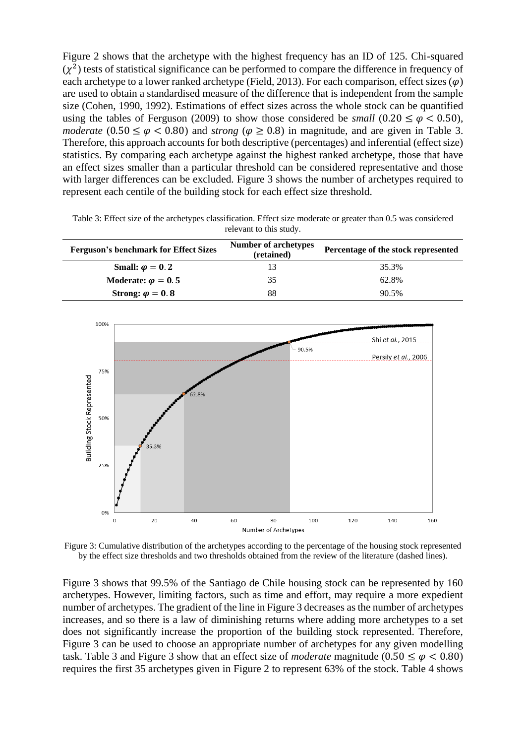Figure 2 shows that the archetype with the highest frequency has an ID of 125. Chi-squared ($\chi^2$) tests of statistical significance can be performed to compare the difference in frequency of each archetype to a lower ranked archetype (Field, 2013). For each comparison, effect sizes ($\varphi$) are used to obtain a standardised measure of the difference that is independent from the sample size (Cohen, 1990, 1992). Estimations of effect sizes across the whole stock can be quantified using the tables of Ferguson (2009) to show those considered be *small* ($0.20 \leq \varphi < 0.50$), *moderate* ($0.50 \leq \varphi < 0.80$) and *strong* ($\varphi \geq 0.8$) in magnitude, and are given in Table 3. Therefore, this approach accounts for both descriptive (percentages) and inferential (effect size) statistics. By comparing each archetype against the highest ranked archetype, those that have an effect sizes smaller than a particular threshold can be considered representative and those with larger differences can be excluded. Figure 3 shows the number of archetypes required to represent each centile of the building stock for each effect size threshold.

Table 3: Effect size of the archetypes classification. Effect size moderate or greater than 0.5 was considered relevant to this study.

| Ferguson's benchmark for Effect Sizes | Number of archetypes (retained) | Percentage of the stock represented |
|---|---|---|
| **Small: $\varphi = 0.2$** | 13 | 35.3% |
| **Moderate: $\varphi = 0.5$** | 35 | 62.8% |
| **Strong: $\varphi = 0.8$** | 88 | 90.5% |

Figure 3: Cumulative distribution of the archetypes according to the percentage of the housing stock represented by the effect size thresholds and two thresholds obtained from the review of the literature (dashed lines).

Figure 3 shows that 99.5% of the Santiago de Chile housing stock can be represented by 160 archetypes. However, limiting factors, such as time and effort, may require a more expedient number of archetypes. The gradient of the line in Figure 3 decreases as the number of archetypes increases, and so there is a law of diminishing returns where adding more archetypes to a set does not significantly increase the proportion of the building stock represented. Therefore, Figure 3 can be used to choose an appropriate number of archetypes for any given modelling task. Table 3 and Figure 3 show that an effect size of *moderate* magnitude ($0.50 \leq \varphi < 0.80$) requires the first 35 archetypes given in Figure 2 to represent 63% of the stock. Table 4 shows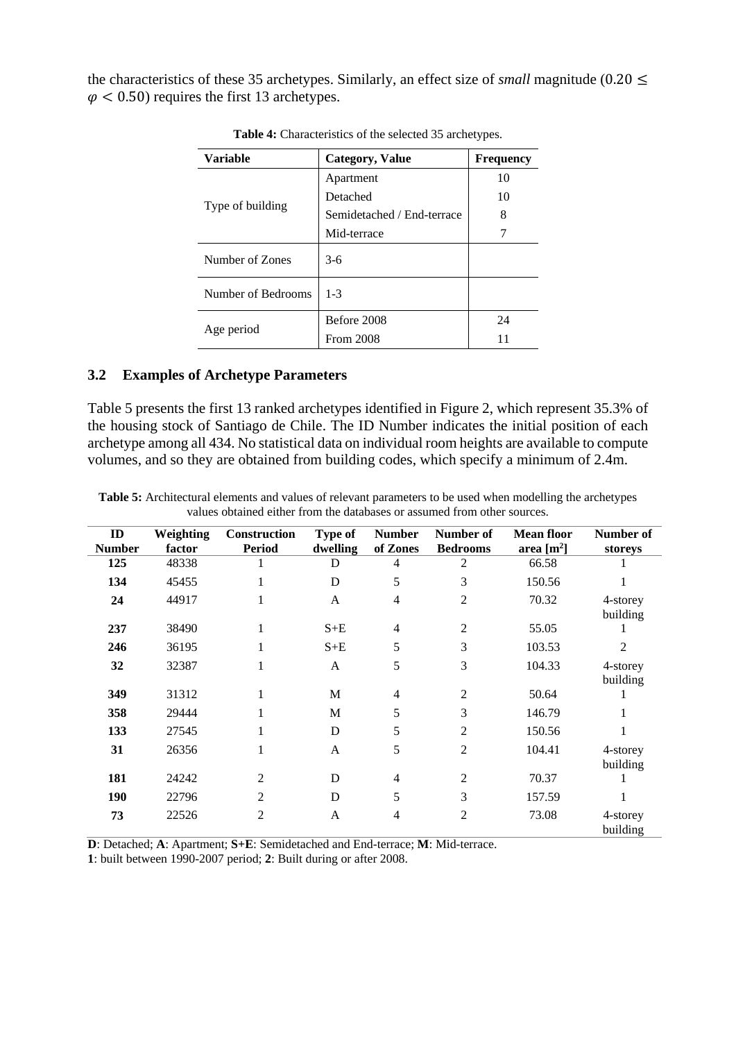the characteristics of these 35 archetypes. Similarly, an effect size of *small* magnitude ($0.20 \leq \varphi < 0.50$) requires the first 13 archetypes.

**Table 4:** Characteristics of the selected 35 archetypes.

| Variable | Category, Value | Frequency |
|---|---|---|
| Type of building | Apartment | 10 |
| | Detached | 10 |
| | Semidetached / End-terrace | 8 |
| | Mid-terrace | 7 |
| Number of Zones | 3-6 | |
| Number of Bedrooms | 1-3 | |
| Age period | Before 2008 | 24 |
| | From 2008 | 11 |

### 3.2 Examples of Archetype Parameters

Table 5 presents the first 13 ranked archetypes identified in Figure 2, which represent 35.3% of the housing stock of Santiago de Chile. The ID Number indicates the initial position of each archetype among all 434. No statistical data on individual room heights are available to compute volumes, and so they are obtained from building codes, which specify a minimum of 2.4m.

**Table 5:** Architectural elements and values of relevant parameters to be used when modelling the archetypes values obtained either from the databases or assumed from other sources.

| ID Number | Weighting factor | Construction Period | Type of dwelling | Number of Zones | Number of Bedrooms | Mean floor area [m²] | Number of storeys |
|---|---|---|---|---|---|---|---|
| **125** | 48338 | 1 | D | 4 | 2 | 66.58 | 1 |
| **134** | 45455 | 1 | D | 5 | 3 | 150.56 | 1 |
| **24** | 44917 | 1 | A | 4 | 2 | 70.32 | 4-storey building |
| **237** | 38490 | 1 | S+E | 4 | 2 | 55.05 | 1 |
| **246** | 36195 | 1 | S+E | 5 | 3 | 103.53 | 2 |
| **32** | 32387 | 1 | A | 5 | 3 | 104.33 | 4-storey building |
| **349** | 31312 | 1 | M | 4 | 2 | 50.64 | 1 |
| **358** | 29444 | 1 | M | 5 | 3 | 146.79 | 1 |
| **133** | 27545 | 1 | D | 5 | 2 | 150.56 | 1 |
| **31** | 26356 | 1 | A | 5 | 2 | 104.41 | 4-storey building |
| **181** | 24242 | 2 | D | 4 | 2 | 70.37 | 1 |
| **190** | 22796 | 2 | D | 5 | 3 | 157.59 | 1 |
| **73** | 22526 | 2 | A | 4 | 2 | 73.08 | 4-storey building |

**D**: Detached; **A**: Apartment; **S+E**: Semidetached and End-terrace; **M**: Mid-terrace.
**1**: built between 1990-2007 period; **2**: Built during or after 2008.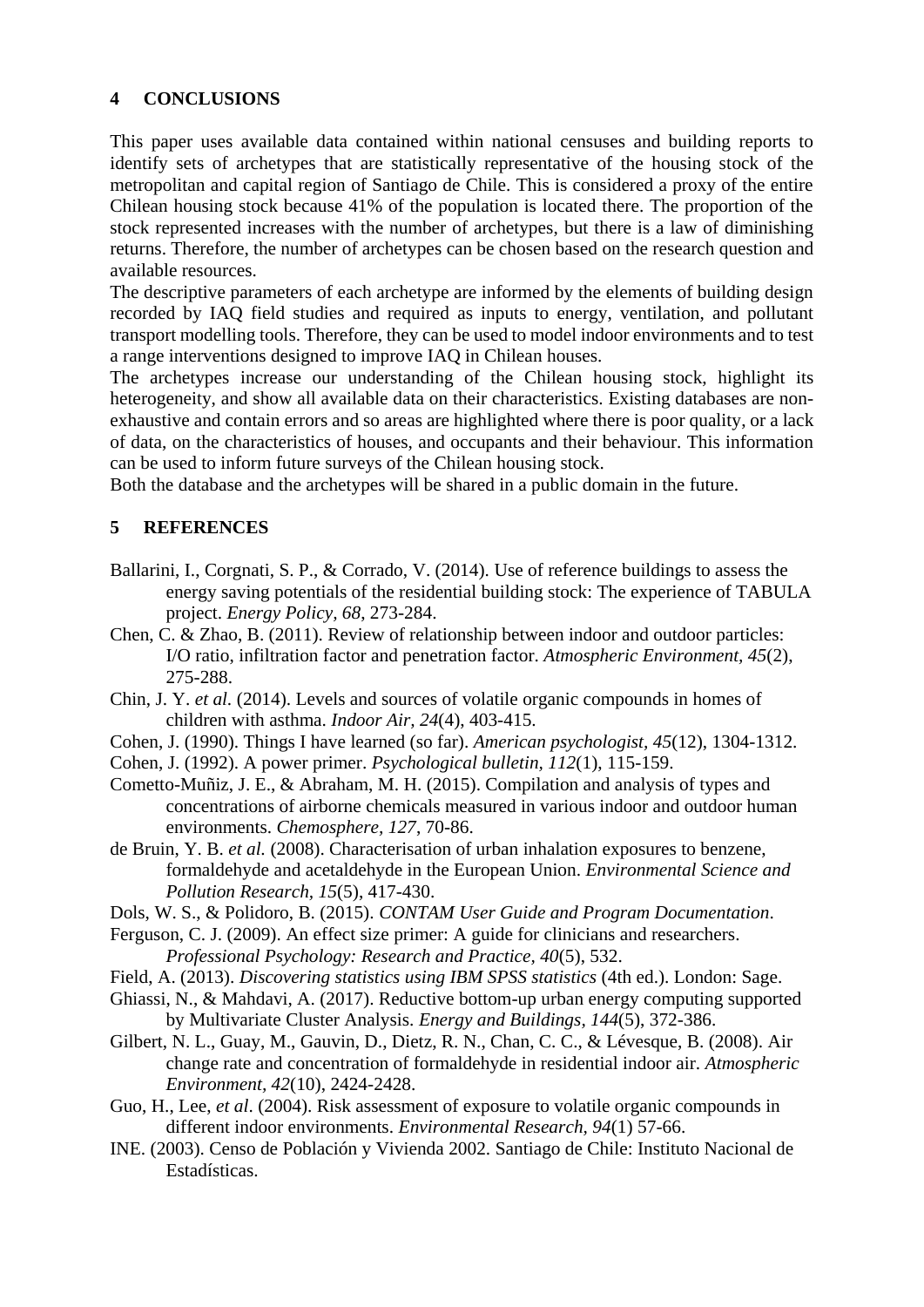## 4 CONCLUSIONS

This paper uses available data contained within national censuses and building reports to identify sets of archetypes that are statistically representative of the housing stock of the metropolitan and capital region of Santiago de Chile. This is considered a proxy of the entire Chilean housing stock because 41% of the population is located there. The proportion of the stock represented increases with the number of archetypes, but there is a law of diminishing returns. Therefore, the number of archetypes can be chosen based on the research question and available resources.

The descriptive parameters of each archetype are informed by the elements of building design recorded by IAQ field studies and required as inputs to energy, ventilation, and pollutant transport modelling tools. Therefore, they can be used to model indoor environments and to test a range interventions designed to improve IAQ in Chilean houses.

The archetypes increase our understanding of the Chilean housing stock, highlight its heterogeneity, and show all available data on their characteristics. Existing databases are non-exhaustive and contain errors and so areas are highlighted where there is poor quality, or a lack of data, on the characteristics of houses, and occupants and their behaviour. This information can be used to inform future surveys of the Chilean housing stock.

Both the database and the archetypes will be shared in a public domain in the future.

## 5 REFERENCES

Ballarini, I., Corgnati, S. P., & Corrado, V. (2014). Use of reference buildings to assess the energy saving potentials of the residential building stock: The experience of TABULA project. *Energy Policy, 68*, 273-284.

Chen, C. & Zhao, B. (2011). Review of relationship between indoor and outdoor particles: I/O ratio, infiltration factor and penetration factor. *Atmospheric Environment, 45*(2), 275-288.

Chin, J. Y. *et al.* (2014). Levels and sources of volatile organic compounds in homes of children with asthma. *Indoor Air, 24*(4), 403-415.

Cohen, J. (1990). Things I have learned (so far). *American psychologist, 45*(12), 1304-1312.

Cohen, J. (1992). A power primer. *Psychological bulletin, 112*(1), 115-159.

Cometto-Muñiz, J. E., & Abraham, M. H. (2015). Compilation and analysis of types and concentrations of airborne chemicals measured in various indoor and outdoor human environments. *Chemosphere, 127*, 70-86.

de Bruin, Y. B. *et al.* (2008). Characterisation of urban inhalation exposures to benzene, formaldehyde and acetaldehyde in the European Union. *Environmental Science and Pollution Research, 15*(5), 417-430.

Dols, W. S., & Polidoro, B. (2015). *CONTAM User Guide and Program Documentation*.

Ferguson, C. J. (2009). An effect size primer: A guide for clinicians and researchers. *Professional Psychology: Research and Practice, 40*(5), 532.

Field, A. (2013). *Discovering statistics using IBM SPSS statistics* (4th ed.). London: Sage.

Ghiassi, N., & Mahdavi, A. (2017). Reductive bottom-up urban energy computing supported by Multivariate Cluster Analysis. *Energy and Buildings, 144*(5), 372-386.

Gilbert, N. L., Guay, M., Gauvin, D., Dietz, R. N., Chan, C. C., & Lévesque, B. (2008). Air change rate and concentration of formaldehyde in residential indoor air. *Atmospheric Environment, 42*(10), 2424-2428.

Guo, H., Lee, *et al*. (2004). Risk assessment of exposure to volatile organic compounds in different indoor environments. *Environmental Research, 94*(1) 57-66.

INE. (2003). Censo de Población y Vivienda 2002. Santiago de Chile: Instituto Nacional de Estadísticas.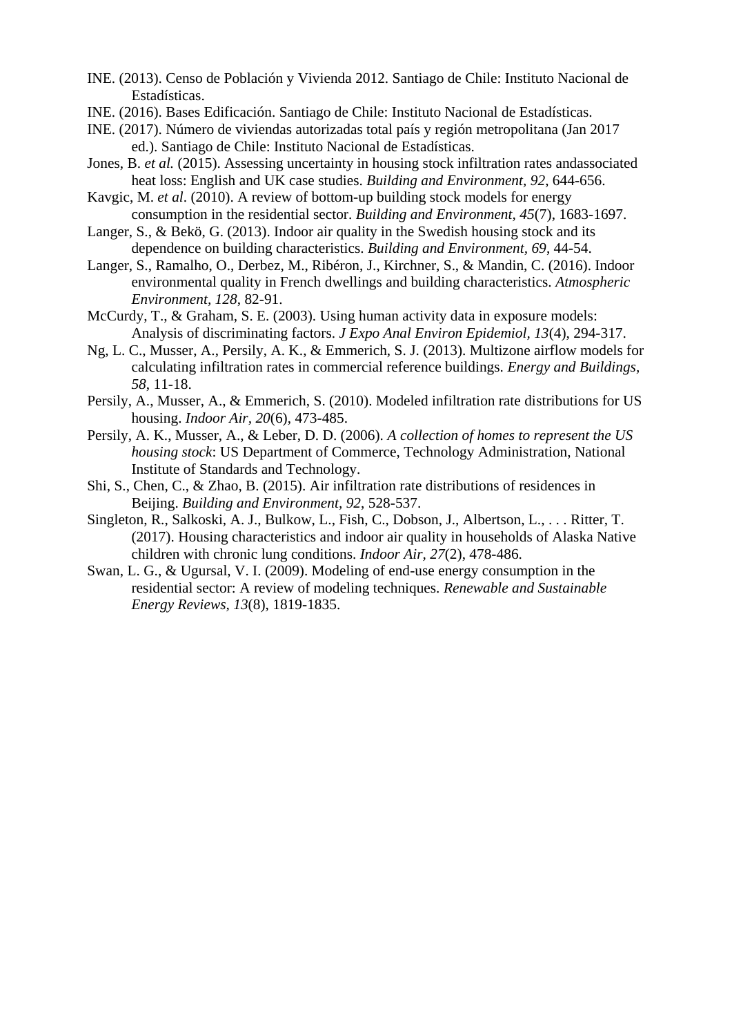INE. (2013). Censo de Población y Vivienda 2012. Santiago de Chile: Instituto Nacional de Estadísticas.

INE. (2016). Bases Edificación. Santiago de Chile: Instituto Nacional de Estadísticas.

INE. (2017). Número de viviendas autorizadas total país y región metropolitana (Jan 2017 ed.). Santiago de Chile: Instituto Nacional de Estadísticas.

Jones, B. *et al.* (2015). Assessing uncertainty in housing stock infiltration rates andassociated heat loss: English and UK case studies. *Building and Environment, 92*, 644-656.

Kavgic, M. *et al*. (2010). A review of bottom-up building stock models for energy consumption in the residential sector. *Building and Environment, 45*(7), 1683-1697.

Langer, S., & Bekö, G. (2013). Indoor air quality in the Swedish housing stock and its dependence on building characteristics. *Building and Environment, 69*, 44-54.

Langer, S., Ramalho, O., Derbez, M., Ribéron, J., Kirchner, S., & Mandin, C. (2016). Indoor environmental quality in French dwellings and building characteristics. *Atmospheric Environment, 128*, 82-91.

McCurdy, T., & Graham, S. E. (2003). Using human activity data in exposure models: Analysis of discriminating factors. *J Expo Anal Environ Epidemiol, 13*(4), 294-317.

Ng, L. C., Musser, A., Persily, A. K., & Emmerich, S. J. (2013). Multizone airflow models for calculating infiltration rates in commercial reference buildings. *Energy and Buildings, 58*, 11-18.

Persily, A., Musser, A., & Emmerich, S. (2010). Modeled infiltration rate distributions for US housing. *Indoor Air, 20*(6), 473-485.

Persily, A. K., Musser, A., & Leber, D. D. (2006). *A collection of homes to represent the US housing stock*: US Department of Commerce, Technology Administration, National Institute of Standards and Technology.

Shi, S., Chen, C., & Zhao, B. (2015). Air infiltration rate distributions of residences in Beijing. *Building and Environment, 92*, 528-537.

Singleton, R., Salkoski, A. J., Bulkow, L., Fish, C., Dobson, J., Albertson, L., . . . Ritter, T. (2017). Housing characteristics and indoor air quality in households of Alaska Native children with chronic lung conditions. *Indoor Air, 27*(2), 478-486.

Swan, L. G., & Ugursal, V. I. (2009). Modeling of end-use energy consumption in the residential sector: A review of modeling techniques. *Renewable and Sustainable Energy Reviews, 13*(8), 1819-1835.